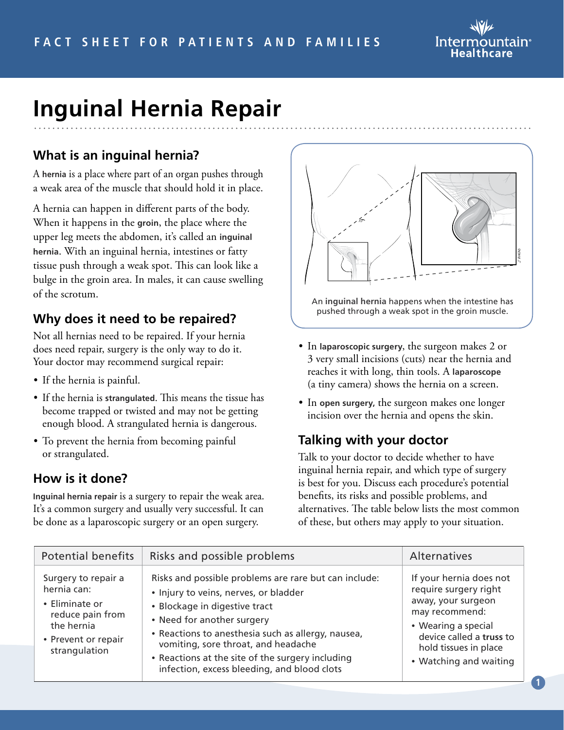# Inguinal Hernia Repair

## What is an inguinal hernia?

A **hernia** is a place where part of an organ pushes through a weak area of the muscle that should hold it in place.

A hernia can happen in different parts of the body. When it happens in the **groin**, the place where the upper leg meets the abdomen, it's called an **inguinal hernia**. With an inguinal hernia, intestines or fatty tissue push through a weak spot. This can look like a bulge in the groin area. In males, it can cause swelling of the scrotum.

An **inguinal hernia** happens when the intestine has pushed through a weak spot in the groin muscle.

## Why does it need to be repaired?

Not all hernias need to be repaired. If your hernia does need repair, surgery is the only way to do it. Your doctor may recommend surgical repair:

- If the hernia is painful.
- If the hernia is **strangulated.** This means the tissue has become trapped or twisted and may not be getting enough blood. A strangulated hernia is dangerous.
- To prevent the hernia from becoming painful or strangulated.

## How is it done?

**Inguinal hernia repair** is a surgery to repair the weak area. It's a common surgery and usually very successful. It can be done as a laparoscopic surgery or an open surgery.

- In **laparoscopic surgery**, the surgeon makes 2 or 3 very small incisions (cuts) near the hernia and reaches it with long, thin tools. A **laparoscope** (a tiny camera) shows the hernia on a screen.
- In **open surgery,** the surgeon makes one longer incision over the hernia and opens the skin.

## Talking with your doctor

Talk to your doctor to decide whether to have inguinal hernia repair, and which type of surgery is best for you. Discuss each procedure's potential benefits, its risks and possible problems, and alternatives. The table below lists the most common of these, but others may apply to your situation.

| Potential benefits | Risks and possible problems | Alternatives |
|---|---|---|
| Surgery to repair a hernia can:<br>• Eliminate or reduce pain from the hernia<br>• Prevent or repair strangulation | Risks and possible problems are rare but can include:<br>• Injury to veins, nerves, or bladder<br>• Blockage in digestive tract<br>• Need for another surgery<br>• Reactions to anesthesia such as allergy, nausea, vomiting, sore throat, and headache<br>• Reactions at the site of the surgery including infection, excess bleeding, and blood clots | If your hernia does not require surgery right away, your surgeon may recommend:<br>• Wearing a special device called a **truss** to hold tissues in place<br>• Watching and waiting |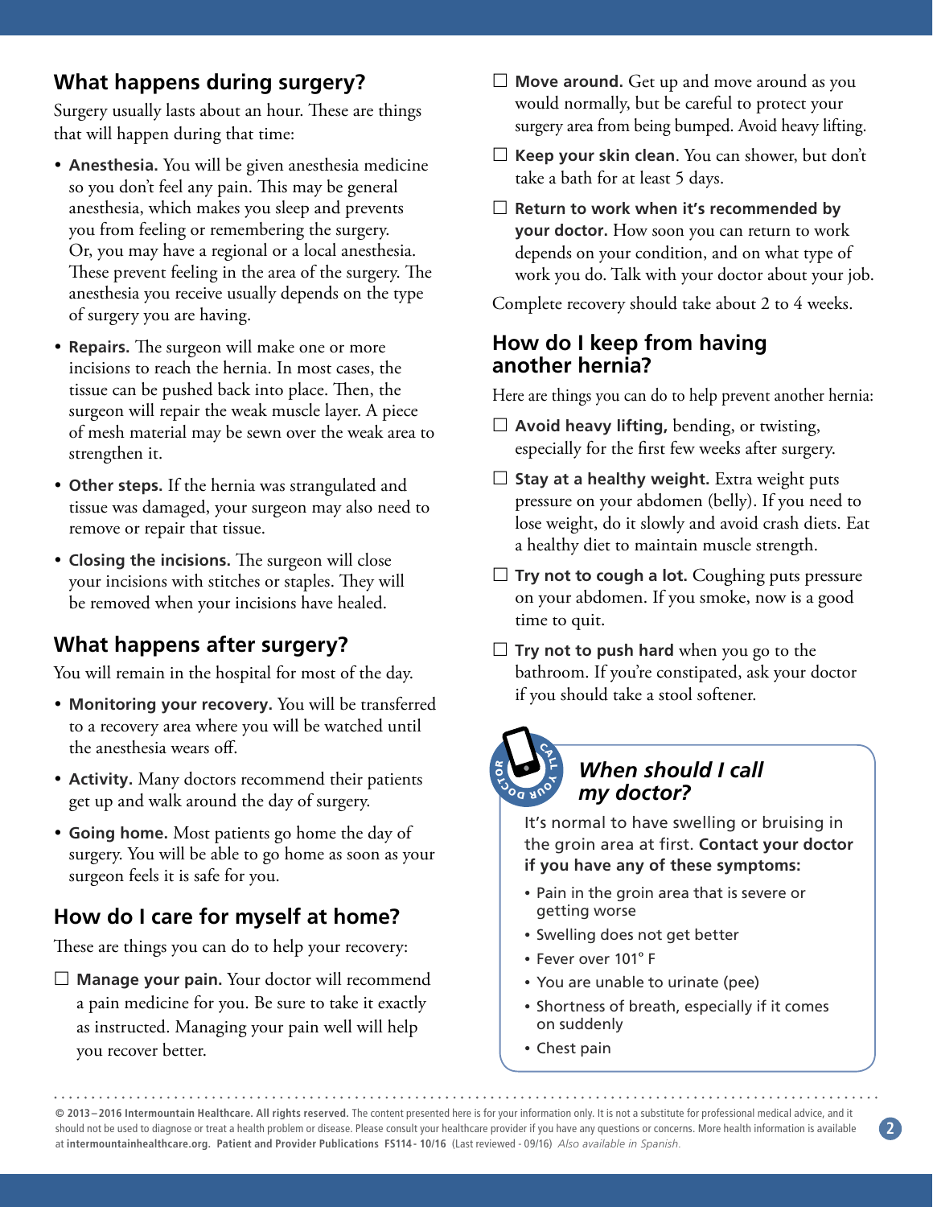## What happens during surgery?

Surgery usually lasts about an hour. These are things that will happen during that time:

- **Anesthesia.** You will be given anesthesia medicine so you don't feel any pain. This may be general anesthesia, which makes you sleep and prevents you from feeling or remembering the surgery. Or, you may have a regional or a local anesthesia. These prevent feeling in the area of the surgery. The anesthesia you receive usually depends on the type of surgery you are having.
- **Repairs.** The surgeon will make one or more incisions to reach the hernia. In most cases, the tissue can be pushed back into place. Then, the surgeon will repair the weak muscle layer. A piece of mesh material may be sewn over the weak area to strengthen it.
- **Other steps.** If the hernia was strangulated and tissue was damaged, your surgeon may also need to remove or repair that tissue.
- **Closing the incisions.** The surgeon will close your incisions with stitches or staples. They will be removed when your incisions have healed.

## What happens after surgery?

You will remain in the hospital for most of the day.

- **Monitoring your recovery.** You will be transferred to a recovery area where you will be watched until the anesthesia wears off.
- **Activity.** Many doctors recommend their patients get up and walk around the day of surgery.
- **Going home.** Most patients go home the day of surgery. You will be able to go home as soon as your surgeon feels it is safe for you.

## How do I care for myself at home?

These are things you can do to help your recovery:

- ☐ **Manage your pain.** Your doctor will recommend a pain medicine for you. Be sure to take it exactly as instructed. Managing your pain well will help you recover better.
- ☐ **Move around.** Get up and move around as you would normally, but be careful to protect your surgery area from being bumped. Avoid heavy lifting.
- ☐ **Keep your skin clean**. You can shower, but don't take a bath for at least 5 days.
- ☐ **Return to work when it's recommended by your doctor.** How soon you can return to work depends on your condition, and on what type of work you do. Talk with your doctor about your job.

Complete recovery should take about 2 to 4 weeks.

## How do I keep from having another hernia?

Here are things you can do to help prevent another hernia:

- ☐ **Avoid heavy lifting,** bending, or twisting, especially for the first few weeks after surgery.
- ☐ **Stay at a healthy weight.** Extra weight puts pressure on your abdomen (belly). If you need to lose weight, do it slowly and avoid crash diets. Eat a healthy diet to maintain muscle strength.
- ☐ **Try not to cough a lot.** Coughing puts pressure on your abdomen. If you smoke, now is a good time to quit.
- ☐ **Try not to push hard** when you go to the bathroom. If you're constipated, ask your doctor if you should take a stool softener.

### *When should I call my doctor?*

It's normal to have swelling or bruising in the groin area at first. **Contact your doctor if you have any of these symptoms:**

- Pain in the groin area that is severe or getting worse
- Swelling does not get better
- Fever over 101° F
- You are unable to urinate (pee)
- Shortness of breath, especially if it comes on suddenly
- Chest pain

**© 2013–2016 Intermountain Healthcare. All rights reserved.** The content presented here is for your information only. It is not a substitute for professional medical advice, and it should not be used to diagnose or treat a health problem or disease. Please consult your healthcare provider if you have any questions or concerns. More health information is available at **intermountainhealthcare.org. Patient and Provider Publications FS114 - 10/16** (Last reviewed - 09/16) *Also available in Spanish.*